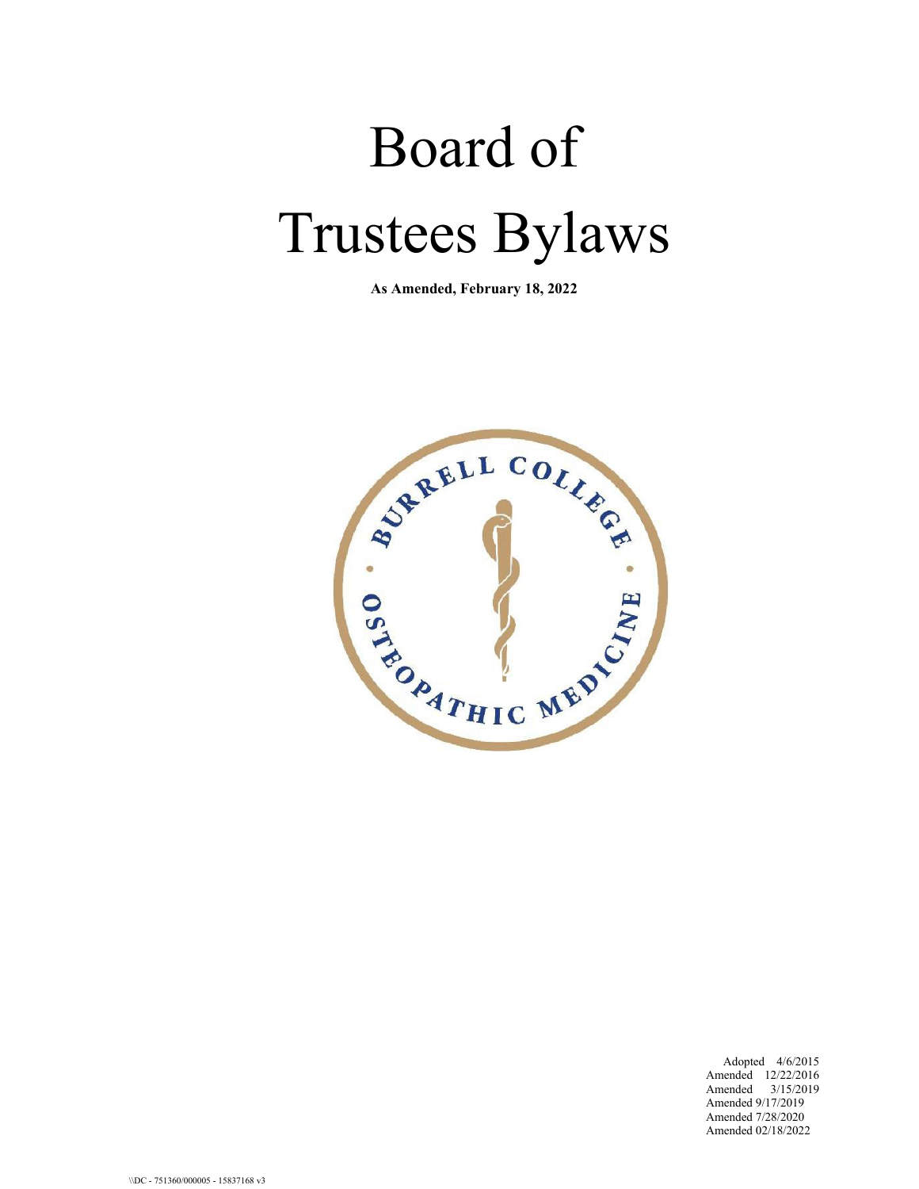# Board of Trustees Bylaws

**As Amended, February 18, 2022**

Adopted 4/6/2015
Amended 12/22/2016
Amended 3/15/2019
Amended 9/17/2019
Amended 7/28/2020
Amended 02/18/2022

\\DC - 751360/000005 - 15837168 v3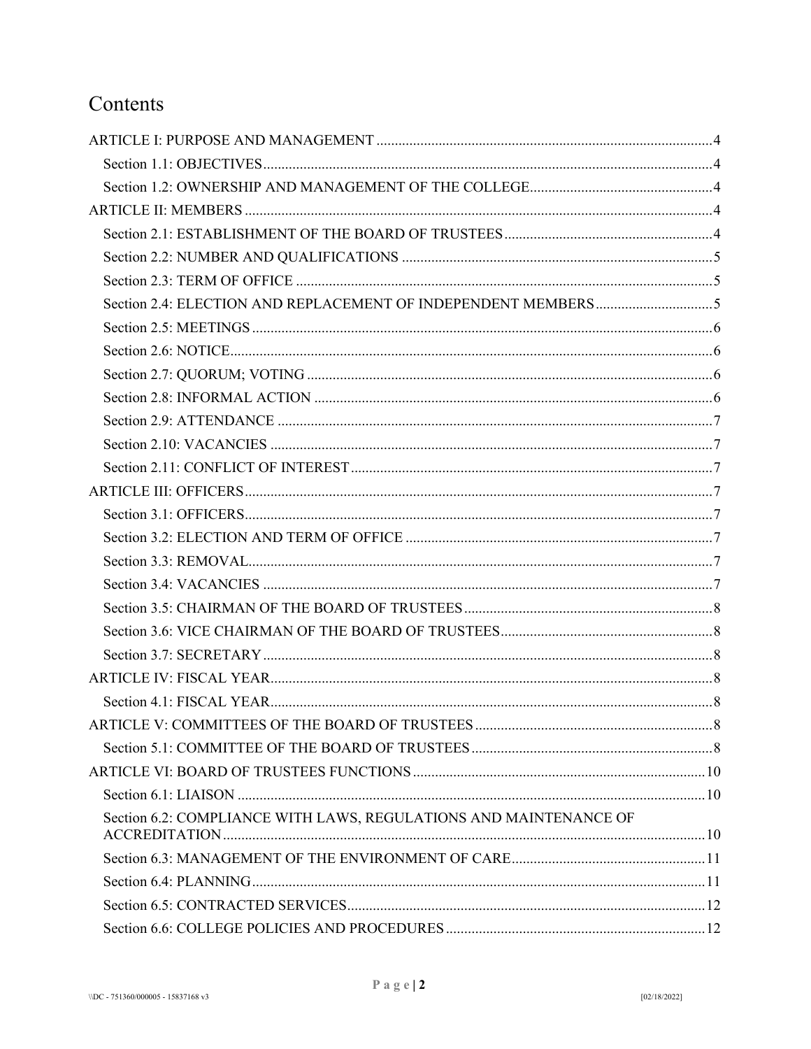# Contents

ARTICLE I: PURPOSE AND MANAGEMENT ....................................................................................... 4

- Section 1.1: OBJECTIVES ....................................................................................................... 4
- Section 1.2: OWNERSHIP AND MANAGEMENT OF THE COLLEGE ................................................. 4

ARTICLE II: MEMBERS ............................................................................................................ 4

- Section 2.1: ESTABLISHMENT OF THE BOARD OF TRUSTEES ....................................................... 4
- Section 2.2: NUMBER AND QUALIFICATIONS ................................................................................ 5
- Section 2.3: TERM OF OFFICE ..................................................................................................... 5
- Section 2.4: ELECTION AND REPLACEMENT OF INDEPENDENT MEMBERS ................................... 5
- Section 2.5: MEETINGS ............................................................................................................... 6
- Section 2.6: NOTICE ................................................................................................................... 6
- Section 2.7: QUORUM; VOTING .................................................................................................. 6
- Section 2.8: INFORMAL ACTION ................................................................................................. 6
- Section 2.9: ATTENDANCE .......................................................................................................... 7
- Section 2.10: VACANCIES ............................................................................................................ 7
- Section 2.11: CONFLICT OF INTEREST ......................................................................................... 7

ARTICLE III: OFFICERS .............................................................................................................. 7

- Section 3.1: OFFICERS ................................................................................................................ 7
- Section 3.2: ELECTION AND TERM OF OFFICE ............................................................................. 7
- Section 3.3: REMOVAL ................................................................................................................ 7
- Section 3.4: VACANCIES ............................................................................................................. 7
- Section 3.5: CHAIRMAN OF THE BOARD OF TRUSTEES ................................................................ 8
- Section 3.6: VICE CHAIRMAN OF THE BOARD OF TRUSTEES ......................................................... 8
- Section 3.7: SECRETARY ............................................................................................................. 8

ARTICLE IV: FISCAL YEAR .......................................................................................................... 8

- Section 4.1: FISCAL YEAR ............................................................................................................ 8

ARTICLE V: COMMITTEES OF THE BOARD OF TRUSTEES ................................................................ 8

- Section 5.1: COMMITTEE OF THE BOARD OF TRUSTEES ................................................................ 8

ARTICLE VI: BOARD OF TRUSTEES FUNCTIONS ............................................................................ 10

- Section 6.1: LIAISON ................................................................................................................. 10
- Section 6.2: COMPLIANCE WITH LAWS, REGULATIONS AND MAINTENANCE OF ACCREDITATION ...................................................................................................................... 10
- Section 6.3: MANAGEMENT OF THE ENVIRONMENT OF CARE ....................................................... 11
- Section 6.4: PLANNING .............................................................................................................. 11
- Section 6.5: CONTRACTED SERVICES ........................................................................................... 12
- Section 6.6: COLLEGE POLICIES AND PROCEDURES ....................................................................... 12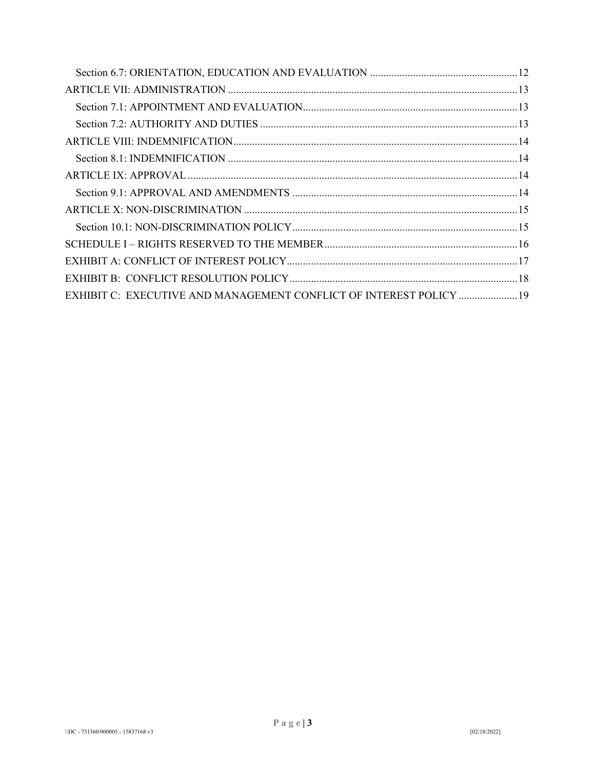Section 6.7: ORIENTATION, EDUCATION AND EVALUATION ........................................................ 12

ARTICLE VII: ADMINISTRATION ........................................................................................................ 13

Section 7.1: APPOINTMENT AND EVALUATION ................................................................................. 13

Section 7.2: AUTHORITY AND DUTIES ................................................................................................ 13

ARTICLE VIII: INDEMNIFICATION ..................................................................................................... 14

Section 8.1: INDEMNIFICATION ........................................................................................................... 14

ARTICLE IX: APPROVAL ....................................................................................................................... 14

Section 9.1: APPROVAL AND AMENDMENTS .................................................................................... 14

ARTICLE X: NON-DISCRIMINATION .................................................................................................. 15

Section 10.1: NON-DISCRIMINATION POLICY ................................................................................... 15

SCHEDULE I – RIGHTS RESERVED TO THE MEMBER ..................................................................... 16

EXHIBIT A: CONFLICT OF INTEREST POLICY .................................................................................. 17

EXHIBIT B: CONFLICT RESOLUTION POLICY .................................................................................. 18

EXHIBIT C: EXECUTIVE AND MANAGEMENT CONFLICT OF INTEREST POLICY ..................... 19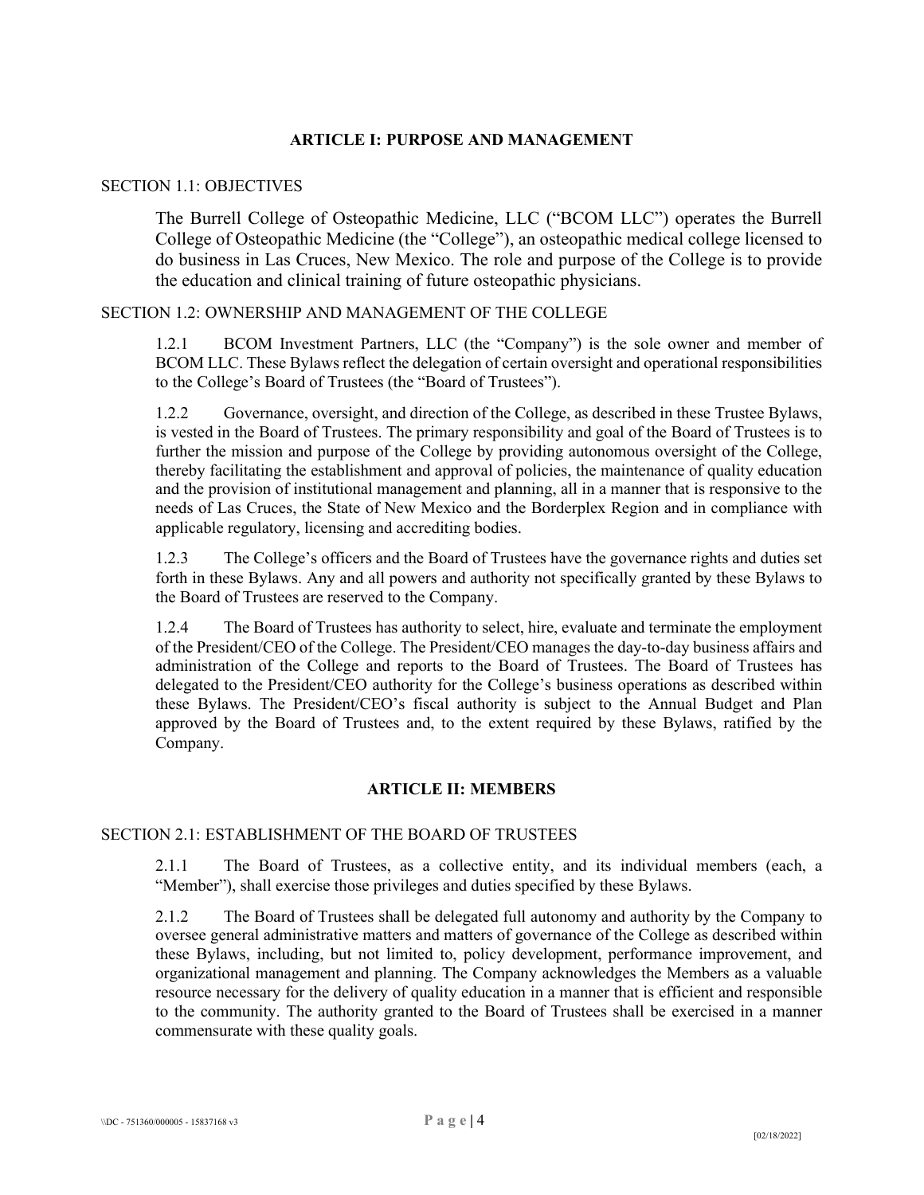## ARTICLE I: PURPOSE AND MANAGEMENT

### SECTION 1.1: OBJECTIVES

The Burrell College of Osteopathic Medicine, LLC ("BCOM LLC") operates the Burrell College of Osteopathic Medicine (the "College"), an osteopathic medical college licensed to do business in Las Cruces, New Mexico. The role and purpose of the College is to provide the education and clinical training of future osteopathic physicians.

### SECTION 1.2: OWNERSHIP AND MANAGEMENT OF THE COLLEGE

1.2.1 BCOM Investment Partners, LLC (the "Company") is the sole owner and member of BCOM LLC. These Bylaws reflect the delegation of certain oversight and operational responsibilities to the College's Board of Trustees (the "Board of Trustees").

1.2.2 Governance, oversight, and direction of the College, as described in these Trustee Bylaws, is vested in the Board of Trustees. The primary responsibility and goal of the Board of Trustees is to further the mission and purpose of the College by providing autonomous oversight of the College, thereby facilitating the establishment and approval of policies, the maintenance of quality education and the provision of institutional management and planning, all in a manner that is responsive to the needs of Las Cruces, the State of New Mexico and the Borderplex Region and in compliance with applicable regulatory, licensing and accrediting bodies.

1.2.3 The College's officers and the Board of Trustees have the governance rights and duties set forth in these Bylaws. Any and all powers and authority not specifically granted by these Bylaws to the Board of Trustees are reserved to the Company.

1.2.4 The Board of Trustees has authority to select, hire, evaluate and terminate the employment of the President/CEO of the College. The President/CEO manages the day-to-day business affairs and administration of the College and reports to the Board of Trustees. The Board of Trustees has delegated to the President/CEO authority for the College's business operations as described within these Bylaws. The President/CEO's fiscal authority is subject to the Annual Budget and Plan approved by the Board of Trustees and, to the extent required by these Bylaws, ratified by the Company.

## ARTICLE II: MEMBERS

### SECTION 2.1: ESTABLISHMENT OF THE BOARD OF TRUSTEES

2.1.1 The Board of Trustees, as a collective entity, and its individual members (each, a "Member"), shall exercise those privileges and duties specified by these Bylaws.

2.1.2 The Board of Trustees shall be delegated full autonomy and authority by the Company to oversee general administrative matters and matters of governance of the College as described within these Bylaws, including, but not limited to, policy development, performance improvement, and organizational management and planning. The Company acknowledges the Members as a valuable resource necessary for the delivery of quality education in a manner that is efficient and responsible to the community. The authority granted to the Board of Trustees shall be exercised in a manner commensurate with these quality goals.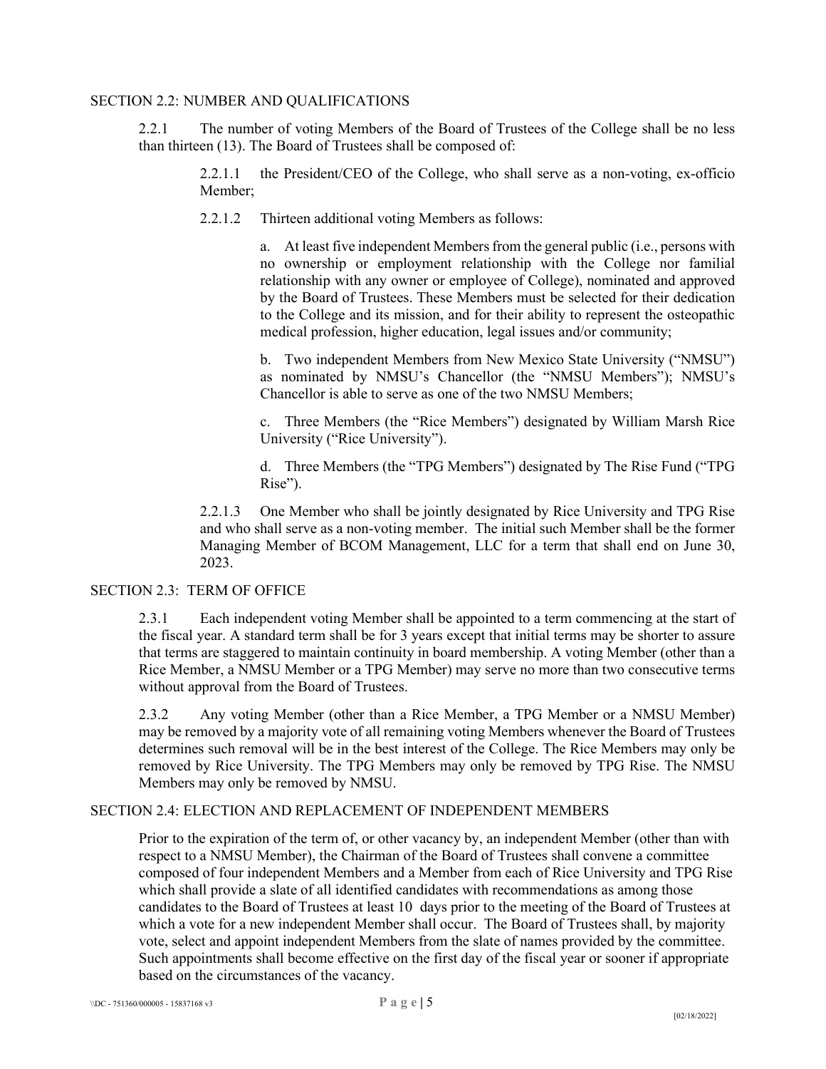## SECTION 2.2: NUMBER AND QUALIFICATIONS

2.2.1 The number of voting Members of the Board of Trustees of the College shall be no less than thirteen (13). The Board of Trustees shall be composed of:

2.2.1.1 the President/CEO of the College, who shall serve as a non-voting, ex-officio Member;

2.2.1.2 Thirteen additional voting Members as follows:

a. At least five independent Members from the general public (i.e., persons with no ownership or employment relationship with the College nor familial relationship with any owner or employee of College), nominated and approved by the Board of Trustees. These Members must be selected for their dedication to the College and its mission, and for their ability to represent the osteopathic medical profession, higher education, legal issues and/or community;

b. Two independent Members from New Mexico State University ("NMSU") as nominated by NMSU's Chancellor (the "NMSU Members"); NMSU's Chancellor is able to serve as one of the two NMSU Members;

c. Three Members (the "Rice Members") designated by William Marsh Rice University ("Rice University").

d. Three Members (the "TPG Members") designated by The Rise Fund ("TPG Rise").

2.2.1.3 One Member who shall be jointly designated by Rice University and TPG Rise and who shall serve as a non-voting member. The initial such Member shall be the former Managing Member of BCOM Management, LLC for a term that shall end on June 30, 2023.

## SECTION 2.3: TERM OF OFFICE

2.3.1 Each independent voting Member shall be appointed to a term commencing at the start of the fiscal year. A standard term shall be for 3 years except that initial terms may be shorter to assure that terms are staggered to maintain continuity in board membership. A voting Member (other than a Rice Member, a NMSU Member or a TPG Member) may serve no more than two consecutive terms without approval from the Board of Trustees.

2.3.2 Any voting Member (other than a Rice Member, a TPG Member or a NMSU Member) may be removed by a majority vote of all remaining voting Members whenever the Board of Trustees determines such removal will be in the best interest of the College. The Rice Members may only be removed by Rice University. The TPG Members may only be removed by TPG Rise. The NMSU Members may only be removed by NMSU.

## SECTION 2.4: ELECTION AND REPLACEMENT OF INDEPENDENT MEMBERS

Prior to the expiration of the term of, or other vacancy by, an independent Member (other than with respect to a NMSU Member), the Chairman of the Board of Trustees shall convene a committee composed of four independent Members and a Member from each of Rice University and TPG Rise which shall provide a slate of all identified candidates with recommendations as among those candidates to the Board of Trustees at least 10 days prior to the meeting of the Board of Trustees at which a vote for a new independent Member shall occur. The Board of Trustees shall, by majority vote, select and appoint independent Members from the slate of names provided by the committee. Such appointments shall become effective on the first day of the fiscal year or sooner if appropriate based on the circumstances of the vacancy.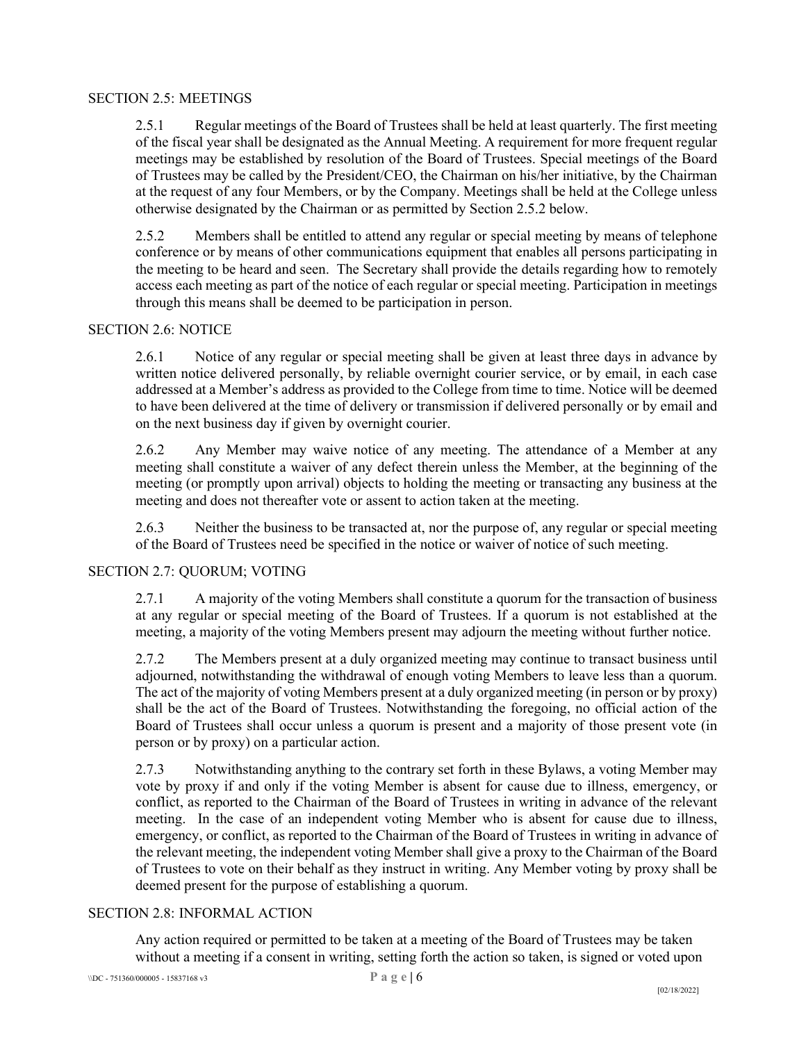### SECTION 2.5: MEETINGS

2.5.1 Regular meetings of the Board of Trustees shall be held at least quarterly. The first meeting of the fiscal year shall be designated as the Annual Meeting. A requirement for more frequent regular meetings may be established by resolution of the Board of Trustees. Special meetings of the Board of Trustees may be called by the President/CEO, the Chairman on his/her initiative, by the Chairman at the request of any four Members, or by the Company. Meetings shall be held at the College unless otherwise designated by the Chairman or as permitted by Section 2.5.2 below.

2.5.2 Members shall be entitled to attend any regular or special meeting by means of telephone conference or by means of other communications equipment that enables all persons participating in the meeting to be heard and seen. The Secretary shall provide the details regarding how to remotely access each meeting as part of the notice of each regular or special meeting. Participation in meetings through this means shall be deemed to be participation in person.

### SECTION 2.6: NOTICE

2.6.1 Notice of any regular or special meeting shall be given at least three days in advance by written notice delivered personally, by reliable overnight courier service, or by email, in each case addressed at a Member's address as provided to the College from time to time. Notice will be deemed to have been delivered at the time of delivery or transmission if delivered personally or by email and on the next business day if given by overnight courier.

2.6.2 Any Member may waive notice of any meeting. The attendance of a Member at any meeting shall constitute a waiver of any defect therein unless the Member, at the beginning of the meeting (or promptly upon arrival) objects to holding the meeting or transacting any business at the meeting and does not thereafter vote or assent to action taken at the meeting.

2.6.3 Neither the business to be transacted at, nor the purpose of, any regular or special meeting of the Board of Trustees need be specified in the notice or waiver of notice of such meeting.

### SECTION 2.7: QUORUM; VOTING

2.7.1 A majority of the voting Members shall constitute a quorum for the transaction of business at any regular or special meeting of the Board of Trustees. If a quorum is not established at the meeting, a majority of the voting Members present may adjourn the meeting without further notice.

2.7.2 The Members present at a duly organized meeting may continue to transact business until adjourned, notwithstanding the withdrawal of enough voting Members to leave less than a quorum. The act of the majority of voting Members present at a duly organized meeting (in person or by proxy) shall be the act of the Board of Trustees. Notwithstanding the foregoing, no official action of the Board of Trustees shall occur unless a quorum is present and a majority of those present vote (in person or by proxy) on a particular action.

2.7.3 Notwithstanding anything to the contrary set forth in these Bylaws, a voting Member may vote by proxy if and only if the voting Member is absent for cause due to illness, emergency, or conflict, as reported to the Chairman of the Board of Trustees in writing in advance of the relevant meeting. In the case of an independent voting Member who is absent for cause due to illness, emergency, or conflict, as reported to the Chairman of the Board of Trustees in writing in advance of the relevant meeting, the independent voting Member shall give a proxy to the Chairman of the Board of Trustees to vote on their behalf as they instruct in writing. Any Member voting by proxy shall be deemed present for the purpose of establishing a quorum.

### SECTION 2.8: INFORMAL ACTION

Any action required or permitted to be taken at a meeting of the Board of Trustees may be taken without a meeting if a consent in writing, setting forth the action so taken, is signed or voted upon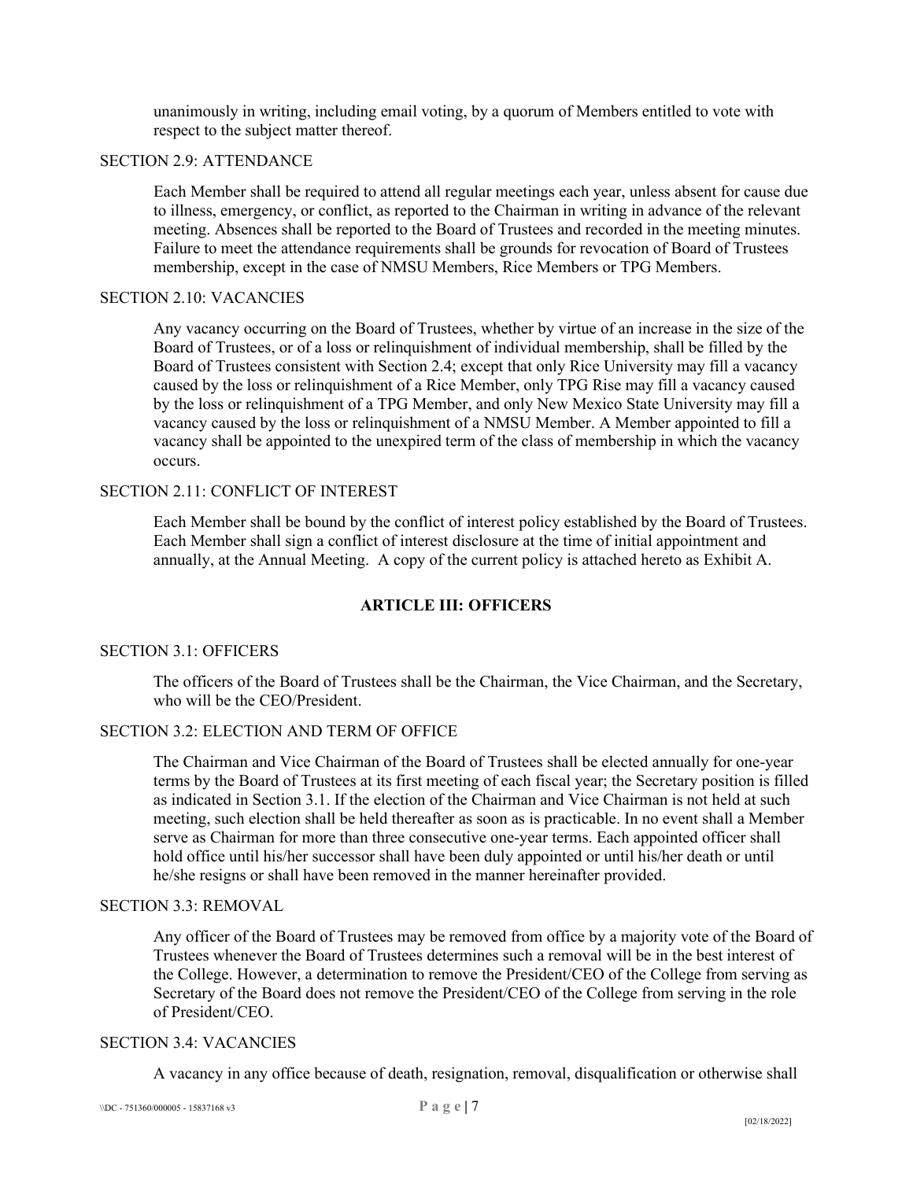unanimously in writing, including email voting, by a quorum of Members entitled to vote with respect to the subject matter thereof.

SECTION 2.9: ATTENDANCE

Each Member shall be required to attend all regular meetings each year, unless absent for cause due to illness, emergency, or conflict, as reported to the Chairman in writing in advance of the relevant meeting. Absences shall be reported to the Board of Trustees and recorded in the meeting minutes. Failure to meet the attendance requirements shall be grounds for revocation of Board of Trustees membership, except in the case of NMSU Members, Rice Members or TPG Members.

SECTION 2.10: VACANCIES

Any vacancy occurring on the Board of Trustees, whether by virtue of an increase in the size of the Board of Trustees, or of a loss or relinquishment of individual membership, shall be filled by the Board of Trustees consistent with Section 2.4; except that only Rice University may fill a vacancy caused by the loss or relinquishment of a Rice Member, only TPG Rise may fill a vacancy caused by the loss or relinquishment of a TPG Member, and only New Mexico State University may fill a vacancy caused by the loss or relinquishment of a NMSU Member. A Member appointed to fill a vacancy shall be appointed to the unexpired term of the class of membership in which the vacancy occurs.

SECTION 2.11: CONFLICT OF INTEREST

Each Member shall be bound by the conflict of interest policy established by the Board of Trustees. Each Member shall sign a conflict of interest disclosure at the time of initial appointment and annually, at the Annual Meeting. A copy of the current policy is attached hereto as Exhibit A.

## ARTICLE III: OFFICERS

SECTION 3.1: OFFICERS

The officers of the Board of Trustees shall be the Chairman, the Vice Chairman, and the Secretary, who will be the CEO/President.

SECTION 3.2: ELECTION AND TERM OF OFFICE

The Chairman and Vice Chairman of the Board of Trustees shall be elected annually for one-year terms by the Board of Trustees at its first meeting of each fiscal year; the Secretary position is filled as indicated in Section 3.1. If the election of the Chairman and Vice Chairman is not held at such meeting, such election shall be held thereafter as soon as is practicable. In no event shall a Member serve as Chairman for more than three consecutive one-year terms. Each appointed officer shall hold office until his/her successor shall have been duly appointed or until his/her death or until he/she resigns or shall have been removed in the manner hereinafter provided.

SECTION 3.3: REMOVAL

Any officer of the Board of Trustees may be removed from office by a majority vote of the Board of Trustees whenever the Board of Trustees determines such a removal will be in the best interest of the College. However, a determination to remove the President/CEO of the College from serving as Secretary of the Board does not remove the President/CEO of the College from serving in the role of President/CEO.

SECTION 3.4: VACANCIES

A vacancy in any office because of death, resignation, removal, disqualification or otherwise shall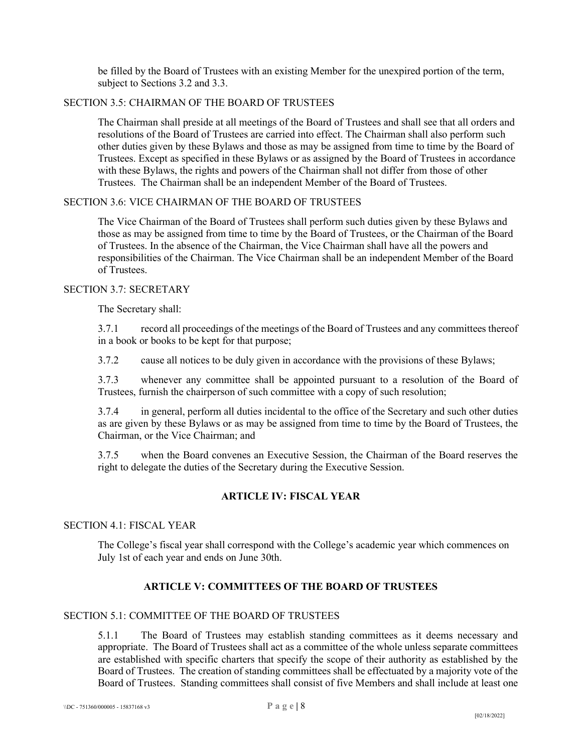be filled by the Board of Trustees with an existing Member for the unexpired portion of the term, subject to Sections 3.2 and 3.3.

SECTION 3.5: CHAIRMAN OF THE BOARD OF TRUSTEES

The Chairman shall preside at all meetings of the Board of Trustees and shall see that all orders and resolutions of the Board of Trustees are carried into effect. The Chairman shall also perform such other duties given by these Bylaws and those as may be assigned from time to time by the Board of Trustees. Except as specified in these Bylaws or as assigned by the Board of Trustees in accordance with these Bylaws, the rights and powers of the Chairman shall not differ from those of other Trustees. The Chairman shall be an independent Member of the Board of Trustees.

SECTION 3.6: VICE CHAIRMAN OF THE BOARD OF TRUSTEES

The Vice Chairman of the Board of Trustees shall perform such duties given by these Bylaws and those as may be assigned from time to time by the Board of Trustees, or the Chairman of the Board of Trustees. In the absence of the Chairman, the Vice Chairman shall have all the powers and responsibilities of the Chairman. The Vice Chairman shall be an independent Member of the Board of Trustees.

SECTION 3.7: SECRETARY

The Secretary shall:

3.7.1 record all proceedings of the meetings of the Board of Trustees and any committees thereof in a book or books to be kept for that purpose;

3.7.2 cause all notices to be duly given in accordance with the provisions of these Bylaws;

3.7.3 whenever any committee shall be appointed pursuant to a resolution of the Board of Trustees, furnish the chairperson of such committee with a copy of such resolution;

3.7.4 in general, perform all duties incidental to the office of the Secretary and such other duties as are given by these Bylaws or as may be assigned from time to time by the Board of Trustees, the Chairman, or the Vice Chairman; and

3.7.5 when the Board convenes an Executive Session, the Chairman of the Board reserves the right to delegate the duties of the Secretary during the Executive Session.

## ARTICLE IV: FISCAL YEAR

SECTION 4.1: FISCAL YEAR

The College's fiscal year shall correspond with the College's academic year which commences on July 1st of each year and ends on June 30th.

## ARTICLE V: COMMITTEES OF THE BOARD OF TRUSTEES

SECTION 5.1: COMMITTEE OF THE BOARD OF TRUSTEES

5.1.1 The Board of Trustees may establish standing committees as it deems necessary and appropriate. The Board of Trustees shall act as a committee of the whole unless separate committees are established with specific charters that specify the scope of their authority as established by the Board of Trustees. The creation of standing committees shall be effectuated by a majority vote of the Board of Trustees. Standing committees shall consist of five Members and shall include at least one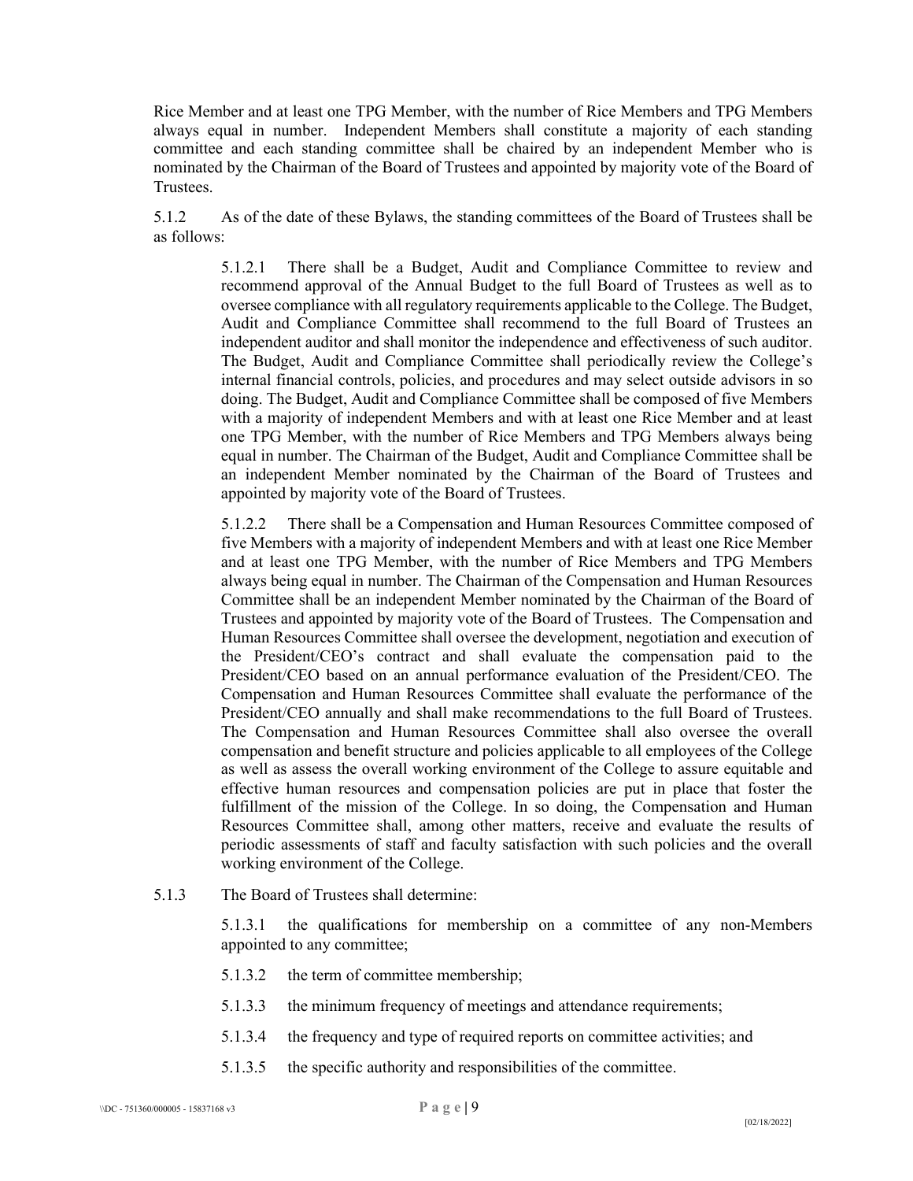Rice Member and at least one TPG Member, with the number of Rice Members and TPG Members always equal in number. Independent Members shall constitute a majority of each standing committee and each standing committee shall be chaired by an independent Member who is nominated by the Chairman of the Board of Trustees and appointed by majority vote of the Board of Trustees.

5.1.2 As of the date of these Bylaws, the standing committees of the Board of Trustees shall be as follows:

> 5.1.2.1 There shall be a Budget, Audit and Compliance Committee to review and recommend approval of the Annual Budget to the full Board of Trustees as well as to oversee compliance with all regulatory requirements applicable to the College. The Budget, Audit and Compliance Committee shall recommend to the full Board of Trustees an independent auditor and shall monitor the independence and effectiveness of such auditor. The Budget, Audit and Compliance Committee shall periodically review the College's internal financial controls, policies, and procedures and may select outside advisors in so doing. The Budget, Audit and Compliance Committee shall be composed of five Members with a majority of independent Members and with at least one Rice Member and at least one TPG Member, with the number of Rice Members and TPG Members always being equal in number. The Chairman of the Budget, Audit and Compliance Committee shall be an independent Member nominated by the Chairman of the Board of Trustees and appointed by majority vote of the Board of Trustees.
>
> 5.1.2.2 There shall be a Compensation and Human Resources Committee composed of five Members with a majority of independent Members and with at least one Rice Member and at least one TPG Member, with the number of Rice Members and TPG Members always being equal in number. The Chairman of the Compensation and Human Resources Committee shall be an independent Member nominated by the Chairman of the Board of Trustees and appointed by majority vote of the Board of Trustees. The Compensation and Human Resources Committee shall oversee the development, negotiation and execution of the President/CEO's contract and shall evaluate the compensation paid to the President/CEO based on an annual performance evaluation of the President/CEO. The Compensation and Human Resources Committee shall evaluate the performance of the President/CEO annually and shall make recommendations to the full Board of Trustees. The Compensation and Human Resources Committee shall also oversee the overall compensation and benefit structure and policies applicable to all employees of the College as well as assess the overall working environment of the College to assure equitable and effective human resources and compensation policies are put in place that foster the fulfillment of the mission of the College. In so doing, the Compensation and Human Resources Committee shall, among other matters, receive and evaluate the results of periodic assessments of staff and faculty satisfaction with such policies and the overall working environment of the College.

5.1.3 The Board of Trustees shall determine:

> 5.1.3.1 the qualifications for membership on a committee of any non-Members appointed to any committee;
>
> 5.1.3.2 the term of committee membership;
>
> 5.1.3.3 the minimum frequency of meetings and attendance requirements;
>
> 5.1.3.4 the frequency and type of required reports on committee activities; and
>
> 5.1.3.5 the specific authority and responsibilities of the committee.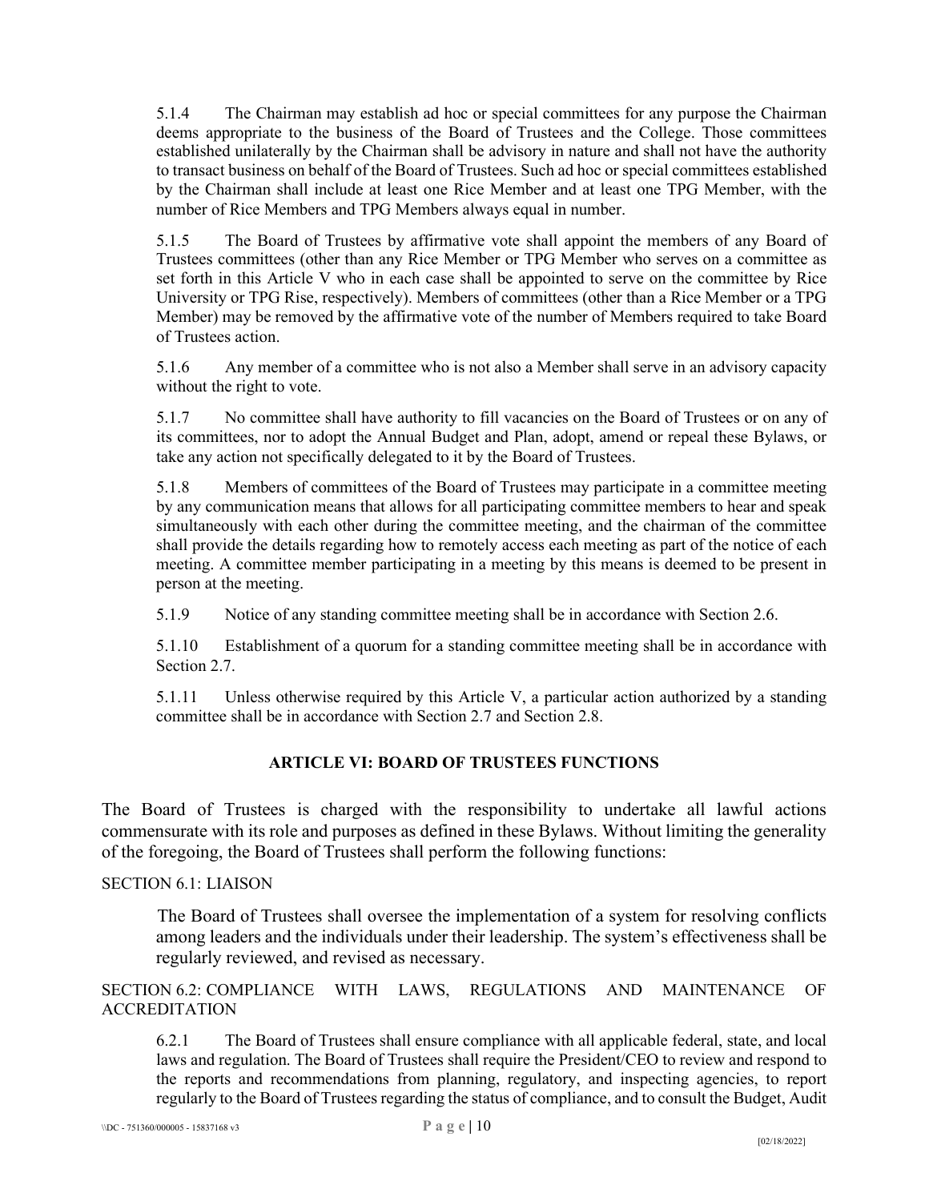5.1.4 The Chairman may establish ad hoc or special committees for any purpose the Chairman deems appropriate to the business of the Board of Trustees and the College. Those committees established unilaterally by the Chairman shall be advisory in nature and shall not have the authority to transact business on behalf of the Board of Trustees. Such ad hoc or special committees established by the Chairman shall include at least one Rice Member and at least one TPG Member, with the number of Rice Members and TPG Members always equal in number.

5.1.5 The Board of Trustees by affirmative vote shall appoint the members of any Board of Trustees committees (other than any Rice Member or TPG Member who serves on a committee as set forth in this Article V who in each case shall be appointed to serve on the committee by Rice University or TPG Rise, respectively). Members of committees (other than a Rice Member or a TPG Member) may be removed by the affirmative vote of the number of Members required to take Board of Trustees action.

5.1.6 Any member of a committee who is not also a Member shall serve in an advisory capacity without the right to vote.

5.1.7 No committee shall have authority to fill vacancies on the Board of Trustees or on any of its committees, nor to adopt the Annual Budget and Plan, adopt, amend or repeal these Bylaws, or take any action not specifically delegated to it by the Board of Trustees.

5.1.8 Members of committees of the Board of Trustees may participate in a committee meeting by any communication means that allows for all participating committee members to hear and speak simultaneously with each other during the committee meeting, and the chairman of the committee shall provide the details regarding how to remotely access each meeting as part of the notice of each meeting. A committee member participating in a meeting by this means is deemed to be present in person at the meeting.

5.1.9 Notice of any standing committee meeting shall be in accordance with Section 2.6.

5.1.10 Establishment of a quorum for a standing committee meeting shall be in accordance with Section 2.7.

5.1.11 Unless otherwise required by this Article V, a particular action authorized by a standing committee shall be in accordance with Section 2.7 and Section 2.8.

## ARTICLE VI: BOARD OF TRUSTEES FUNCTIONS

The Board of Trustees is charged with the responsibility to undertake all lawful actions commensurate with its role and purposes as defined in these Bylaws. Without limiting the generality of the foregoing, the Board of Trustees shall perform the following functions:

### SECTION 6.1: LIAISON

The Board of Trustees shall oversee the implementation of a system for resolving conflicts among leaders and the individuals under their leadership. The system's effectiveness shall be regularly reviewed, and revised as necessary.

### SECTION 6.2: COMPLIANCE WITH LAWS, REGULATIONS AND MAINTENANCE OF ACCREDITATION

6.2.1 The Board of Trustees shall ensure compliance with all applicable federal, state, and local laws and regulation. The Board of Trustees shall require the President/CEO to review and respond to the reports and recommendations from planning, regulatory, and inspecting agencies, to report regularly to the Board of Trustees regarding the status of compliance, and to consult the Budget, Audit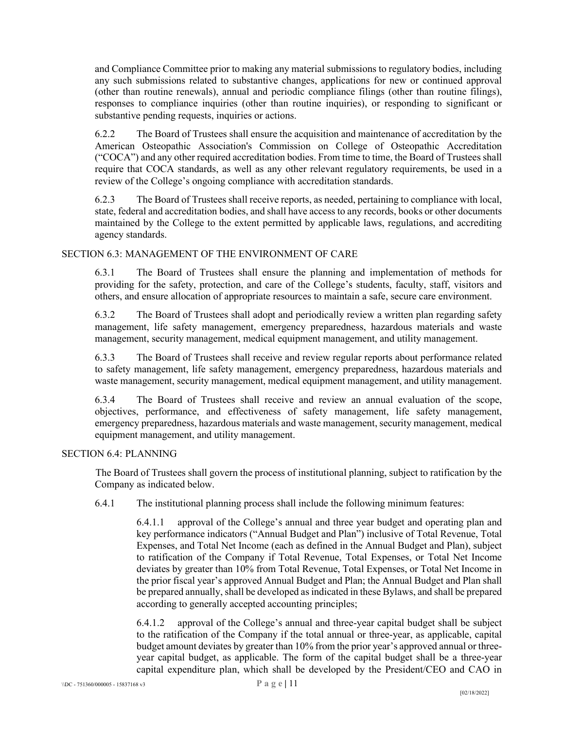and Compliance Committee prior to making any material submissions to regulatory bodies, including any such submissions related to substantive changes, applications for new or continued approval (other than routine renewals), annual and periodic compliance filings (other than routine filings), responses to compliance inquiries (other than routine inquiries), or responding to significant or substantive pending requests, inquiries or actions.

6.2.2 The Board of Trustees shall ensure the acquisition and maintenance of accreditation by the American Osteopathic Association's Commission on College of Osteopathic Accreditation ("COCA") and any other required accreditation bodies. From time to time, the Board of Trustees shall require that COCA standards, as well as any other relevant regulatory requirements, be used in a review of the College's ongoing compliance with accreditation standards.

6.2.3 The Board of Trustees shall receive reports, as needed, pertaining to compliance with local, state, federal and accreditation bodies, and shall have access to any records, books or other documents maintained by the College to the extent permitted by applicable laws, regulations, and accrediting agency standards.

SECTION 6.3: MANAGEMENT OF THE ENVIRONMENT OF CARE

6.3.1 The Board of Trustees shall ensure the planning and implementation of methods for providing for the safety, protection, and care of the College's students, faculty, staff, visitors and others, and ensure allocation of appropriate resources to maintain a safe, secure care environment.

6.3.2 The Board of Trustees shall adopt and periodically review a written plan regarding safety management, life safety management, emergency preparedness, hazardous materials and waste management, security management, medical equipment management, and utility management.

6.3.3 The Board of Trustees shall receive and review regular reports about performance related to safety management, life safety management, emergency preparedness, hazardous materials and waste management, security management, medical equipment management, and utility management.

6.3.4 The Board of Trustees shall receive and review an annual evaluation of the scope, objectives, performance, and effectiveness of safety management, life safety management, emergency preparedness, hazardous materials and waste management, security management, medical equipment management, and utility management.

SECTION 6.4: PLANNING

The Board of Trustees shall govern the process of institutional planning, subject to ratification by the Company as indicated below.

6.4.1 The institutional planning process shall include the following minimum features:

6.4.1.1 approval of the College's annual and three year budget and operating plan and key performance indicators ("Annual Budget and Plan") inclusive of Total Revenue, Total Expenses, and Total Net Income (each as defined in the Annual Budget and Plan), subject to ratification of the Company if Total Revenue, Total Expenses, or Total Net Income deviates by greater than 10% from Total Revenue, Total Expenses, or Total Net Income in the prior fiscal year's approved Annual Budget and Plan; the Annual Budget and Plan shall be prepared annually, shall be developed as indicated in these Bylaws, and shall be prepared according to generally accepted accounting principles;

6.4.1.2 approval of the College's annual and three-year capital budget shall be subject to the ratification of the Company if the total annual or three-year, as applicable, capital budget amount deviates by greater than 10% from the prior year's approved annual or three-year capital budget, as applicable. The form of the capital budget shall be a three-year capital expenditure plan, which shall be developed by the President/CEO and CAO in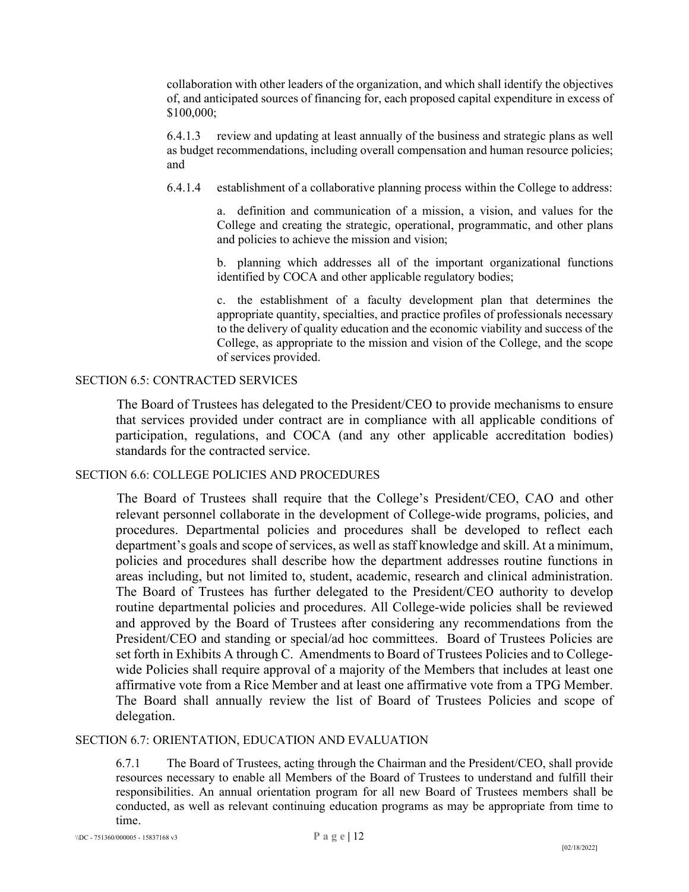collaboration with other leaders of the organization, and which shall identify the objectives of, and anticipated sources of financing for, each proposed capital expenditure in excess of $100,000;

6.4.1.3 review and updating at least annually of the business and strategic plans as well as budget recommendations, including overall compensation and human resource policies; and

6.4.1.4 establishment of a collaborative planning process within the College to address:

a. definition and communication of a mission, a vision, and values for the College and creating the strategic, operational, programmatic, and other plans and policies to achieve the mission and vision;

b. planning which addresses all of the important organizational functions identified by COCA and other applicable regulatory bodies;

c. the establishment of a faculty development plan that determines the appropriate quantity, specialties, and practice profiles of professionals necessary to the delivery of quality education and the economic viability and success of the College, as appropriate to the mission and vision of the College, and the scope of services provided.

## SECTION 6.5: CONTRACTED SERVICES

The Board of Trustees has delegated to the President/CEO to provide mechanisms to ensure that services provided under contract are in compliance with all applicable conditions of participation, regulations, and COCA (and any other applicable accreditation bodies) standards for the contracted service.

## SECTION 6.6: COLLEGE POLICIES AND PROCEDURES

The Board of Trustees shall require that the College's President/CEO, CAO and other relevant personnel collaborate in the development of College-wide programs, policies, and procedures. Departmental policies and procedures shall be developed to reflect each department's goals and scope of services, as well as staff knowledge and skill. At a minimum, policies and procedures shall describe how the department addresses routine functions in areas including, but not limited to, student, academic, research and clinical administration. The Board of Trustees has further delegated to the President/CEO authority to develop routine departmental policies and procedures. All College-wide policies shall be reviewed and approved by the Board of Trustees after considering any recommendations from the President/CEO and standing or special/ad hoc committees. Board of Trustees Policies are set forth in Exhibits A through C. Amendments to Board of Trustees Policies and to College-wide Policies shall require approval of a majority of the Members that includes at least one affirmative vote from a Rice Member and at least one affirmative vote from a TPG Member. The Board shall annually review the list of Board of Trustees Policies and scope of delegation.

## SECTION 6.7: ORIENTATION, EDUCATION AND EVALUATION

6.7.1 The Board of Trustees, acting through the Chairman and the President/CEO, shall provide resources necessary to enable all Members of the Board of Trustees to understand and fulfill their responsibilities. An annual orientation program for all new Board of Trustees members shall be conducted, as well as relevant continuing education programs as may be appropriate from time to time.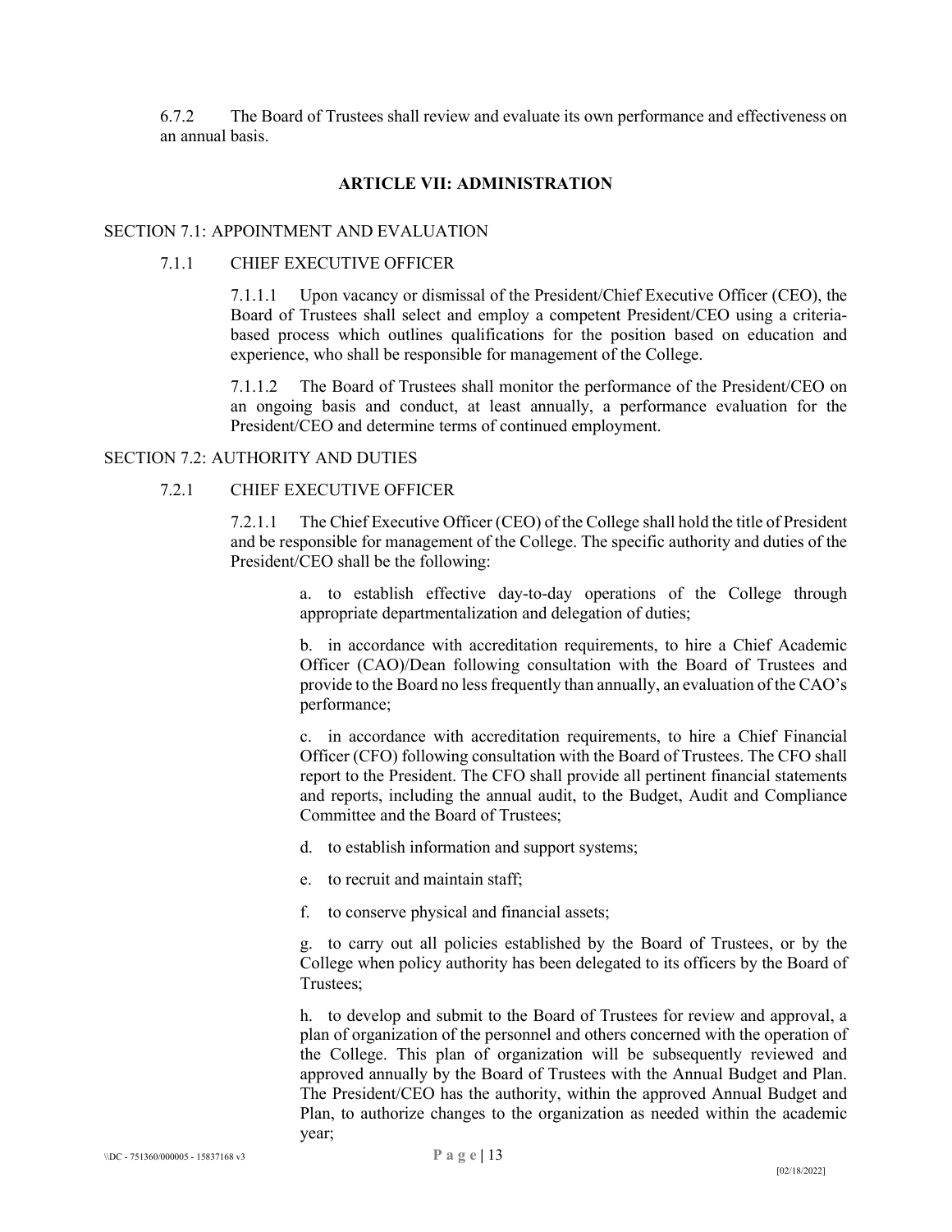6.7.2 The Board of Trustees shall review and evaluate its own performance and effectiveness on an annual basis.

## ARTICLE VII: ADMINISTRATION

### SECTION 7.1: APPOINTMENT AND EVALUATION

#### 7.1.1 CHIEF EXECUTIVE OFFICER

7.1.1.1 Upon vacancy or dismissal of the President/Chief Executive Officer (CEO), the Board of Trustees shall select and employ a competent President/CEO using a criteria-based process which outlines qualifications for the position based on education and experience, who shall be responsible for management of the College.

7.1.1.2 The Board of Trustees shall monitor the performance of the President/CEO on an ongoing basis and conduct, at least annually, a performance evaluation for the President/CEO and determine terms of continued employment.

### SECTION 7.2: AUTHORITY AND DUTIES

#### 7.2.1 CHIEF EXECUTIVE OFFICER

7.2.1.1 The Chief Executive Officer (CEO) of the College shall hold the title of President and be responsible for management of the College. The specific authority and duties of the President/CEO shall be the following:

a. to establish effective day-to-day operations of the College through appropriate departmentalization and delegation of duties;

b. in accordance with accreditation requirements, to hire a Chief Academic Officer (CAO)/Dean following consultation with the Board of Trustees and provide to the Board no less frequently than annually, an evaluation of the CAO's performance;

c. in accordance with accreditation requirements, to hire a Chief Financial Officer (CFO) following consultation with the Board of Trustees. The CFO shall report to the President. The CFO shall provide all pertinent financial statements and reports, including the annual audit, to the Budget, Audit and Compliance Committee and the Board of Trustees;

d. to establish information and support systems;

e. to recruit and maintain staff;

f. to conserve physical and financial assets;

g. to carry out all policies established by the Board of Trustees, or by the College when policy authority has been delegated to its officers by the Board of Trustees;

h. to develop and submit to the Board of Trustees for review and approval, a plan of organization of the personnel and others concerned with the operation of the College. This plan of organization will be subsequently reviewed and approved annually by the Board of Trustees with the Annual Budget and Plan. The President/CEO has the authority, within the approved Annual Budget and Plan, to authorize changes to the organization as needed within the academic year;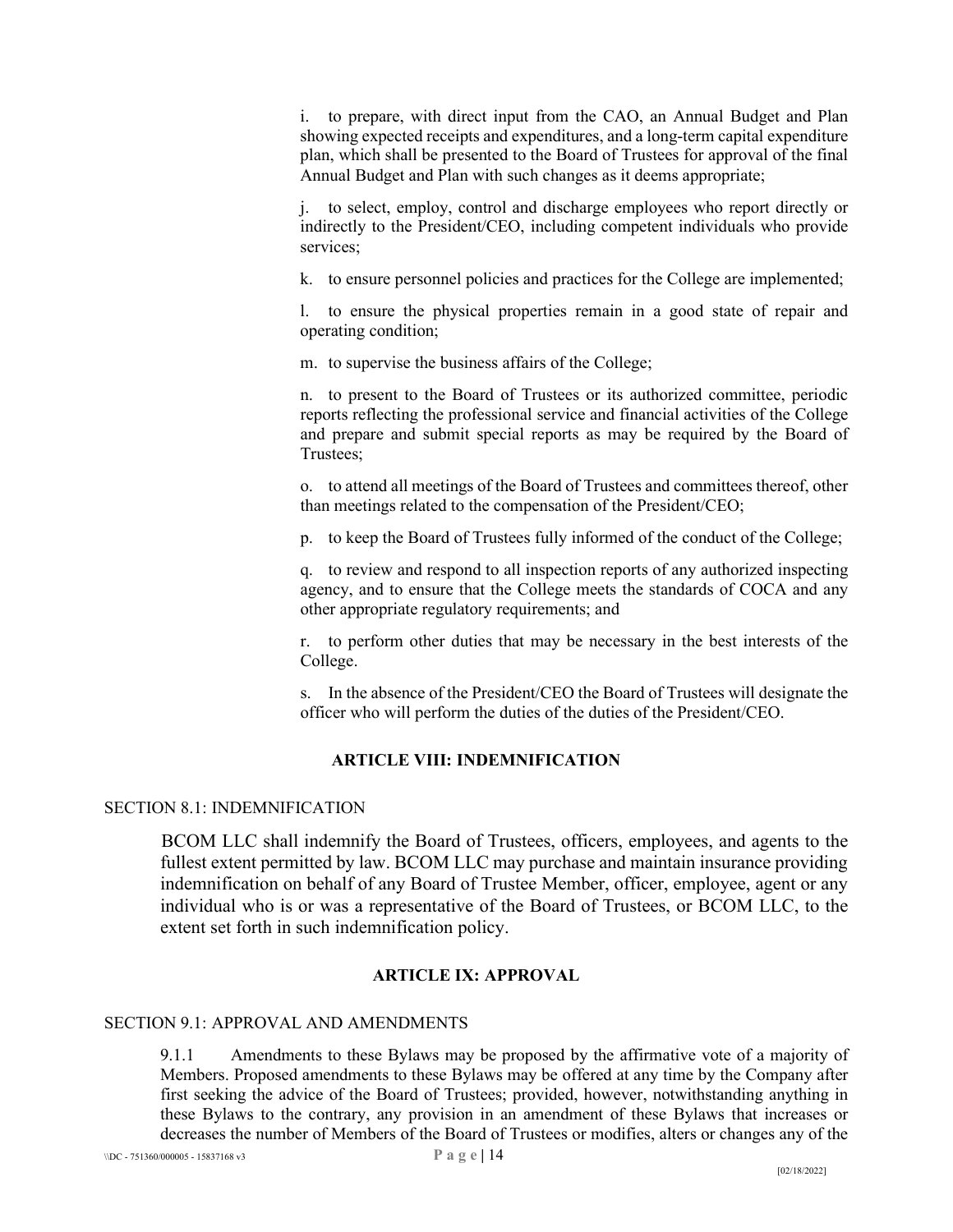i. to prepare, with direct input from the CAO, an Annual Budget and Plan showing expected receipts and expenditures, and a long-term capital expenditure plan, which shall be presented to the Board of Trustees for approval of the final Annual Budget and Plan with such changes as it deems appropriate;

j. to select, employ, control and discharge employees who report directly or indirectly to the President/CEO, including competent individuals who provide services;

k. to ensure personnel policies and practices for the College are implemented;

l. to ensure the physical properties remain in a good state of repair and operating condition;

m. to supervise the business affairs of the College;

n. to present to the Board of Trustees or its authorized committee, periodic reports reflecting the professional service and financial activities of the College and prepare and submit special reports as may be required by the Board of Trustees;

o. to attend all meetings of the Board of Trustees and committees thereof, other than meetings related to the compensation of the President/CEO;

p. to keep the Board of Trustees fully informed of the conduct of the College;

q. to review and respond to all inspection reports of any authorized inspecting agency, and to ensure that the College meets the standards of COCA and any other appropriate regulatory requirements; and

r. to perform other duties that may be necessary in the best interests of the College.

s. In the absence of the President/CEO the Board of Trustees will designate the officer who will perform the duties of the duties of the President/CEO.

## ARTICLE VIII: INDEMNIFICATION

### SECTION 8.1: INDEMNIFICATION

BCOM LLC shall indemnify the Board of Trustees, officers, employees, and agents to the fullest extent permitted by law. BCOM LLC may purchase and maintain insurance providing indemnification on behalf of any Board of Trustee Member, officer, employee, agent or any individual who is or was a representative of the Board of Trustees, or BCOM LLC, to the extent set forth in such indemnification policy.

## ARTICLE IX: APPROVAL

### SECTION 9.1: APPROVAL AND AMENDMENTS

9.1.1 Amendments to these Bylaws may be proposed by the affirmative vote of a majority of Members. Proposed amendments to these Bylaws may be offered at any time by the Company after first seeking the advice of the Board of Trustees; provided, however, notwithstanding anything in these Bylaws to the contrary, any provision in an amendment of these Bylaws that increases or decreases the number of Members of the Board of Trustees or modifies, alters or changes any of the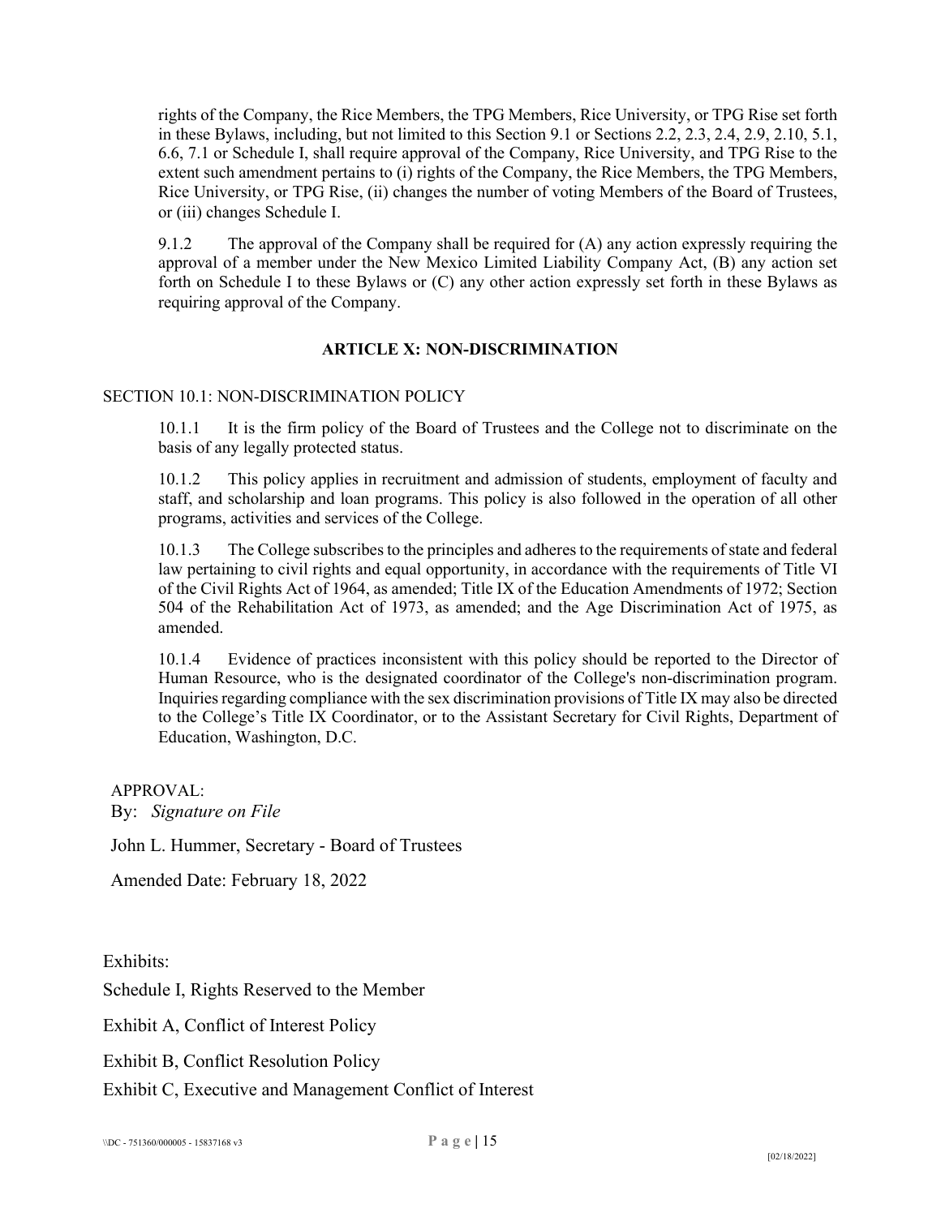rights of the Company, the Rice Members, the TPG Members, Rice University, or TPG Rise set forth in these Bylaws, including, but not limited to this Section 9.1 or Sections 2.2, 2.3, 2.4, 2.9, 2.10, 5.1, 6.6, 7.1 or Schedule I, shall require approval of the Company, Rice University, and TPG Rise to the extent such amendment pertains to (i) rights of the Company, the Rice Members, the TPG Members, Rice University, or TPG Rise, (ii) changes the number of voting Members of the Board of Trustees, or (iii) changes Schedule I.

9.1.2 The approval of the Company shall be required for (A) any action expressly requiring the approval of a member under the New Mexico Limited Liability Company Act, (B) any action set forth on Schedule I to these Bylaws or (C) any other action expressly set forth in these Bylaws as requiring approval of the Company.

## ARTICLE X: NON-DISCRIMINATION

### SECTION 10.1: NON-DISCRIMINATION POLICY

10.1.1 It is the firm policy of the Board of Trustees and the College not to discriminate on the basis of any legally protected status.

10.1.2 This policy applies in recruitment and admission of students, employment of faculty and staff, and scholarship and loan programs. This policy is also followed in the operation of all other programs, activities and services of the College.

10.1.3 The College subscribes to the principles and adheres to the requirements of state and federal law pertaining to civil rights and equal opportunity, in accordance with the requirements of Title VI of the Civil Rights Act of 1964, as amended; Title IX of the Education Amendments of 1972; Section 504 of the Rehabilitation Act of 1973, as amended; and the Age Discrimination Act of 1975, as amended.

10.1.4 Evidence of practices inconsistent with this policy should be reported to the Director of Human Resource, who is the designated coordinator of the College's non-discrimination program. Inquiries regarding compliance with the sex discrimination provisions of Title IX may also be directed to the College's Title IX Coordinator, or to the Assistant Secretary for Civil Rights, Department of Education, Washington, D.C.

APPROVAL:

By: *Signature on File*

John L. Hummer, Secretary - Board of Trustees

Amended Date: February 18, 2022

Exhibits:

Schedule I, Rights Reserved to the Member

Exhibit A, Conflict of Interest Policy

Exhibit B, Conflict Resolution Policy

Exhibit C, Executive and Management Conflict of Interest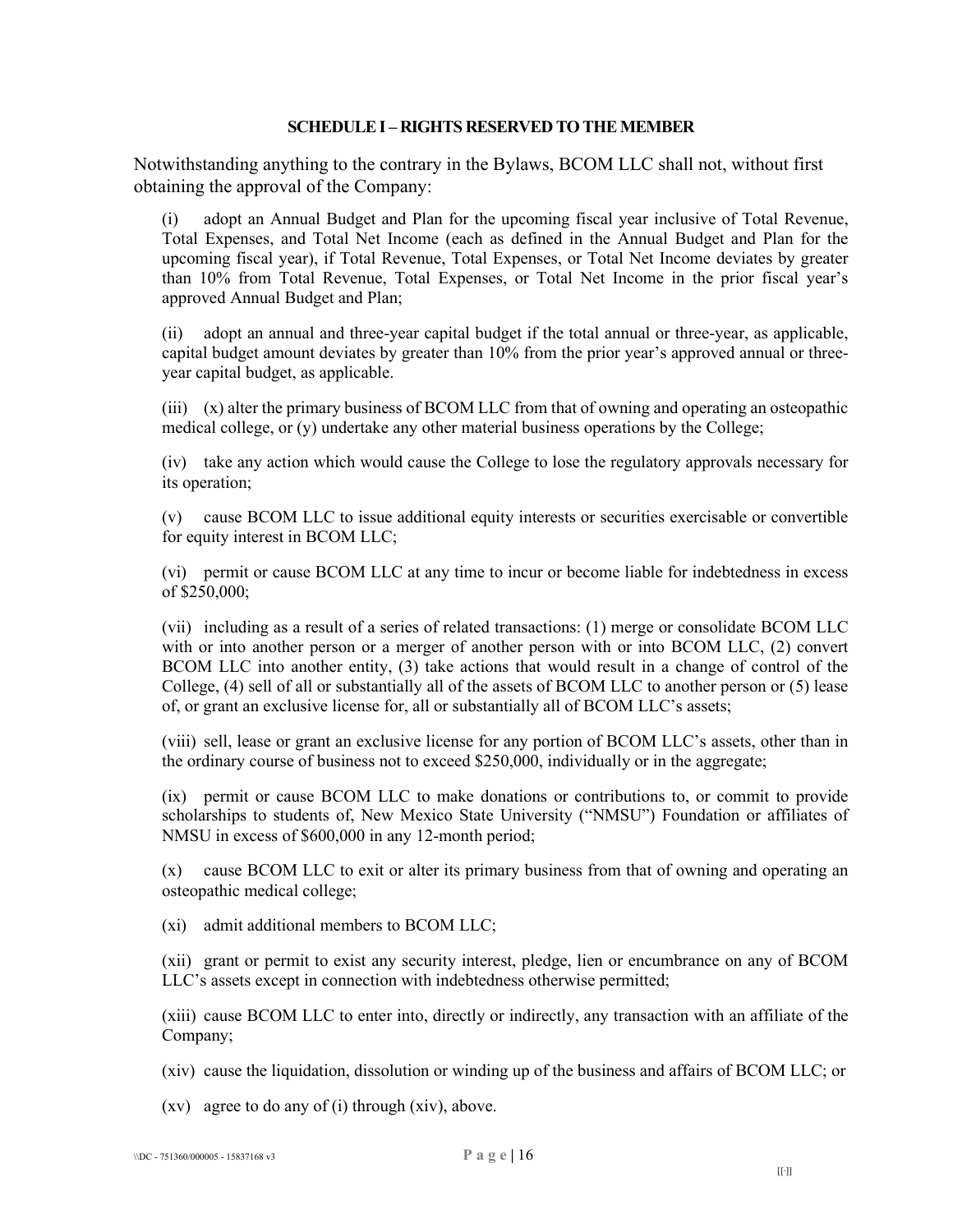**SCHEDULE I – RIGHTS RESERVED TO THE MEMBER**

Notwithstanding anything to the contrary in the Bylaws, BCOM LLC shall not, without first obtaining the approval of the Company:

(i) adopt an Annual Budget and Plan for the upcoming fiscal year inclusive of Total Revenue, Total Expenses, and Total Net Income (each as defined in the Annual Budget and Plan for the upcoming fiscal year), if Total Revenue, Total Expenses, or Total Net Income deviates by greater than 10% from Total Revenue, Total Expenses, or Total Net Income in the prior fiscal year's approved Annual Budget and Plan;

(ii) adopt an annual and three-year capital budget if the total annual or three-year, as applicable, capital budget amount deviates by greater than 10% from the prior year's approved annual or three-year capital budget, as applicable.

(iii) (x) alter the primary business of BCOM LLC from that of owning and operating an osteopathic medical college, or (y) undertake any other material business operations by the College;

(iv) take any action which would cause the College to lose the regulatory approvals necessary for its operation;

(v) cause BCOM LLC to issue additional equity interests or securities exercisable or convertible for equity interest in BCOM LLC;

(vi) permit or cause BCOM LLC at any time to incur or become liable for indebtedness in excess of $250,000;

(vii) including as a result of a series of related transactions: (1) merge or consolidate BCOM LLC with or into another person or a merger of another person with or into BCOM LLC, (2) convert BCOM LLC into another entity, (3) take actions that would result in a change of control of the College, (4) sell of all or substantially all of the assets of BCOM LLC to another person or (5) lease of, or grant an exclusive license for, all or substantially all of BCOM LLC's assets;

(viii) sell, lease or grant an exclusive license for any portion of BCOM LLC's assets, other than in the ordinary course of business not to exceed $250,000, individually or in the aggregate;

(ix) permit or cause BCOM LLC to make donations or contributions to, or commit to provide scholarships to students of, New Mexico State University ("NMSU") Foundation or affiliates of NMSU in excess of $600,000 in any 12-month period;

(x) cause BCOM LLC to exit or alter its primary business from that of owning and operating an osteopathic medical college;

(xi) admit additional members to BCOM LLC;

(xii) grant or permit to exist any security interest, pledge, lien or encumbrance on any of BCOM LLC's assets except in connection with indebtedness otherwise permitted;

(xiii) cause BCOM LLC to enter into, directly or indirectly, any transaction with an affiliate of the Company;

(xiv) cause the liquidation, dissolution or winding up of the business and affairs of BCOM LLC; or

(xv) agree to do any of (i) through (xiv), above.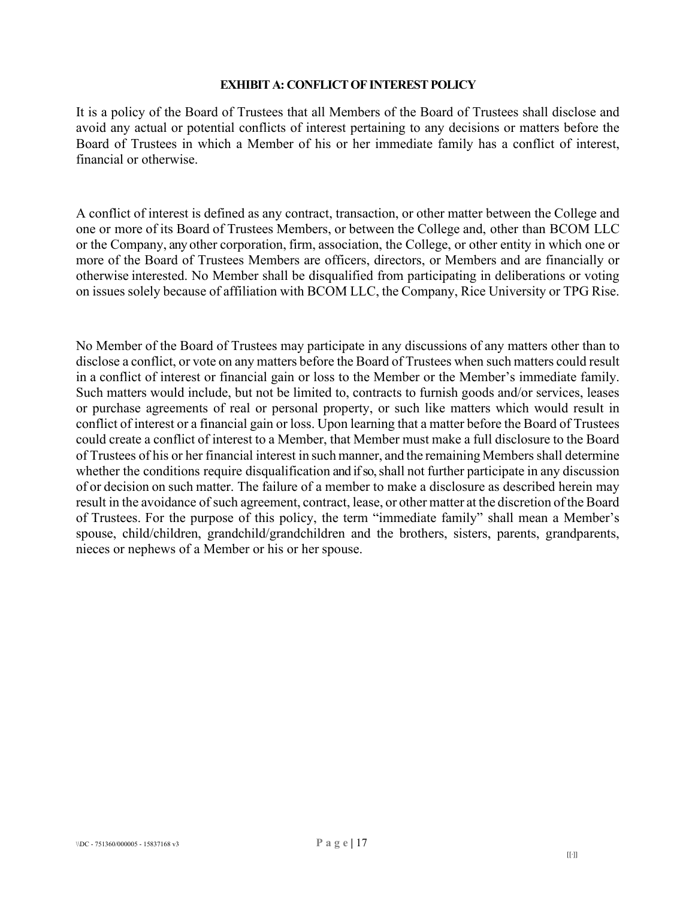## EXHIBIT A: CONFLICT OF INTEREST POLICY

It is a policy of the Board of Trustees that all Members of the Board of Trustees shall disclose and avoid any actual or potential conflicts of interest pertaining to any decisions or matters before the Board of Trustees in which a Member of his or her immediate family has a conflict of interest, financial or otherwise.

A conflict of interest is defined as any contract, transaction, or other matter between the College and one or more of its Board of Trustees Members, or between the College and, other than BCOM LLC or the Company, any other corporation, firm, association, the College, or other entity in which one or more of the Board of Trustees Members are officers, directors, or Members and are financially or otherwise interested. No Member shall be disqualified from participating in deliberations or voting on issues solely because of affiliation with BCOM LLC, the Company, Rice University or TPG Rise.

No Member of the Board of Trustees may participate in any discussions of any matters other than to disclose a conflict, or vote on any matters before the Board of Trustees when such matters could result in a conflict of interest or financial gain or loss to the Member or the Member's immediate family. Such matters would include, but not be limited to, contracts to furnish goods and/or services, leases or purchase agreements of real or personal property, or such like matters which would result in conflict of interest or a financial gain or loss. Upon learning that a matter before the Board of Trustees could create a conflict of interest to a Member, that Member must make a full disclosure to the Board of Trustees of his or her financial interest in such manner, and the remaining Members shall determine whether the conditions require disqualification and if so, shall not further participate in any discussion of or decision on such matter. The failure of a member to make a disclosure as described herein may result in the avoidance of such agreement, contract, lease, or other matter at the discretion of the Board of Trustees. For the purpose of this policy, the term "immediate family" shall mean a Member's spouse, child/children, grandchild/grandchildren and the brothers, sisters, parents, grandparents, nieces or nephews of a Member or his or her spouse.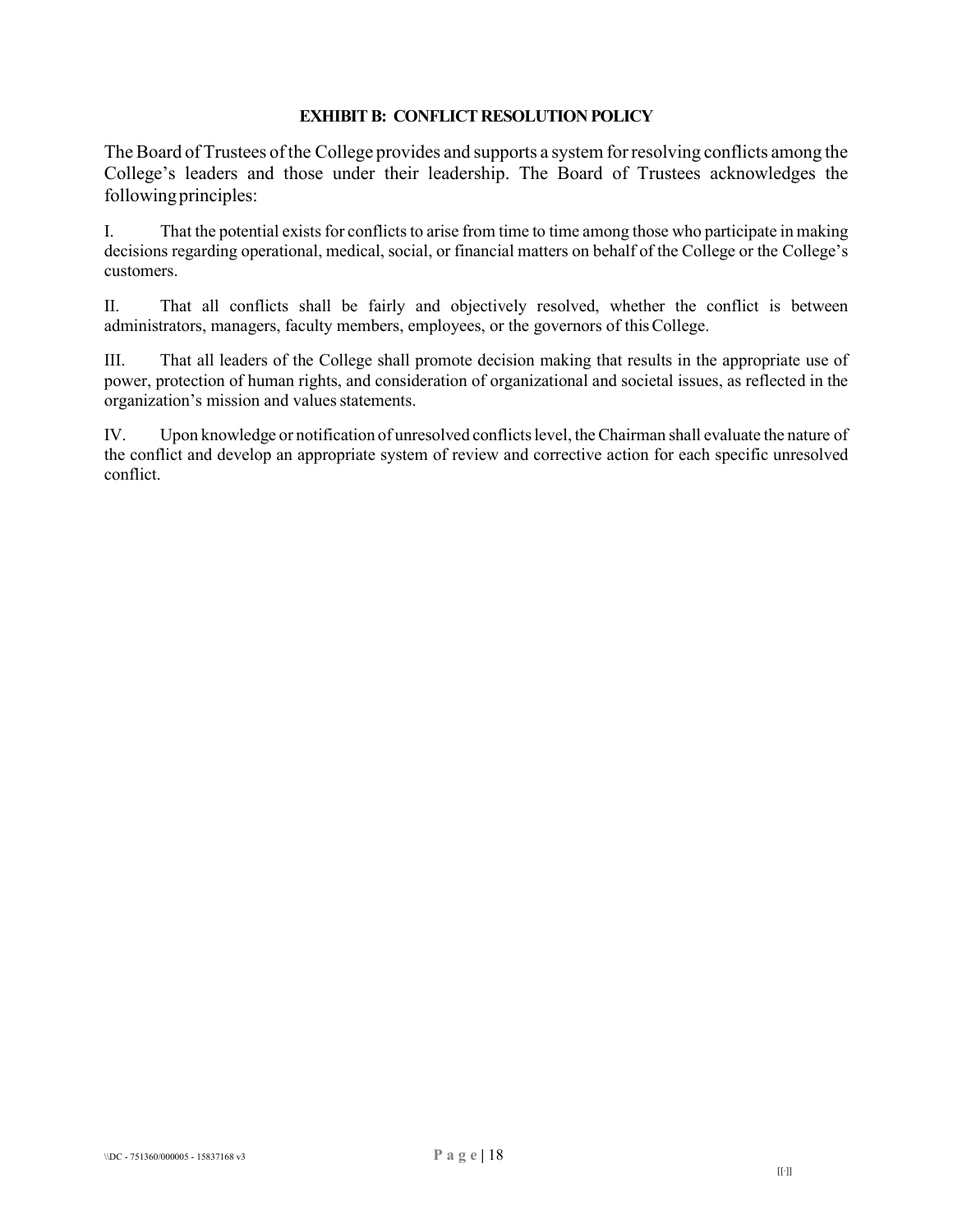**EXHIBIT B: CONFLICT RESOLUTION POLICY**

The Board of Trustees of the College provides and supports a system for resolving conflicts among the College's leaders and those under their leadership. The Board of Trustees acknowledges the following principles:

I. That the potential exists for conflicts to arise from time to time among those who participate in making decisions regarding operational, medical, social, or financial matters on behalf of the College or the College's customers.

II. That all conflicts shall be fairly and objectively resolved, whether the conflict is between administrators, managers, faculty members, employees, or the governors of this College.

III. That all leaders of the College shall promote decision making that results in the appropriate use of power, protection of human rights, and consideration of organizational and societal issues, as reflected in the organization's mission and values statements.

IV. Upon knowledge or notification of unresolved conflicts level, the Chairman shall evaluate the nature of the conflict and develop an appropriate system of review and corrective action for each specific unresolved conflict.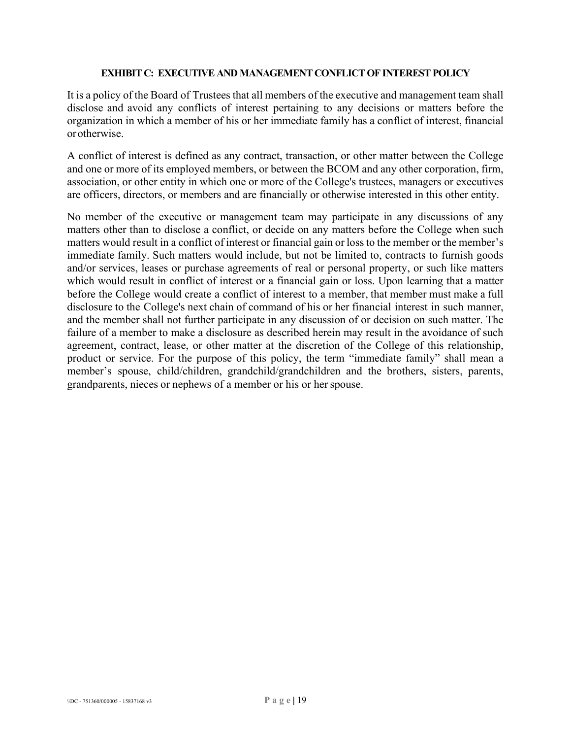**EXHIBIT C: EXECUTIVE AND MANAGEMENT CONFLICT OF INTEREST POLICY**

It is a policy of the Board of Trustees that all members of the executive and management team shall disclose and avoid any conflicts of interest pertaining to any decisions or matters before the organization in which a member of his or her immediate family has a conflict of interest, financial or otherwise.

A conflict of interest is defined as any contract, transaction, or other matter between the College and one or more of its employed members, or between the BCOM and any other corporation, firm, association, or other entity in which one or more of the College's trustees, managers or executives are officers, directors, or members and are financially or otherwise interested in this other entity.

No member of the executive or management team may participate in any discussions of any matters other than to disclose a conflict, or decide on any matters before the College when such matters would result in a conflict of interest or financial gain or loss to the member or the member's immediate family. Such matters would include, but not be limited to, contracts to furnish goods and/or services, leases or purchase agreements of real or personal property, or such like matters which would result in conflict of interest or a financial gain or loss. Upon learning that a matter before the College would create a conflict of interest to a member, that member must make a full disclosure to the College's next chain of command of his or her financial interest in such manner, and the member shall not further participate in any discussion of or decision on such matter. The failure of a member to make a disclosure as described herein may result in the avoidance of such agreement, contract, lease, or other matter at the discretion of the College of this relationship, product or service. For the purpose of this policy, the term "immediate family" shall mean a member's spouse, child/children, grandchild/grandchildren and the brothers, sisters, parents, grandparents, nieces or nephews of a member or his or her spouse.